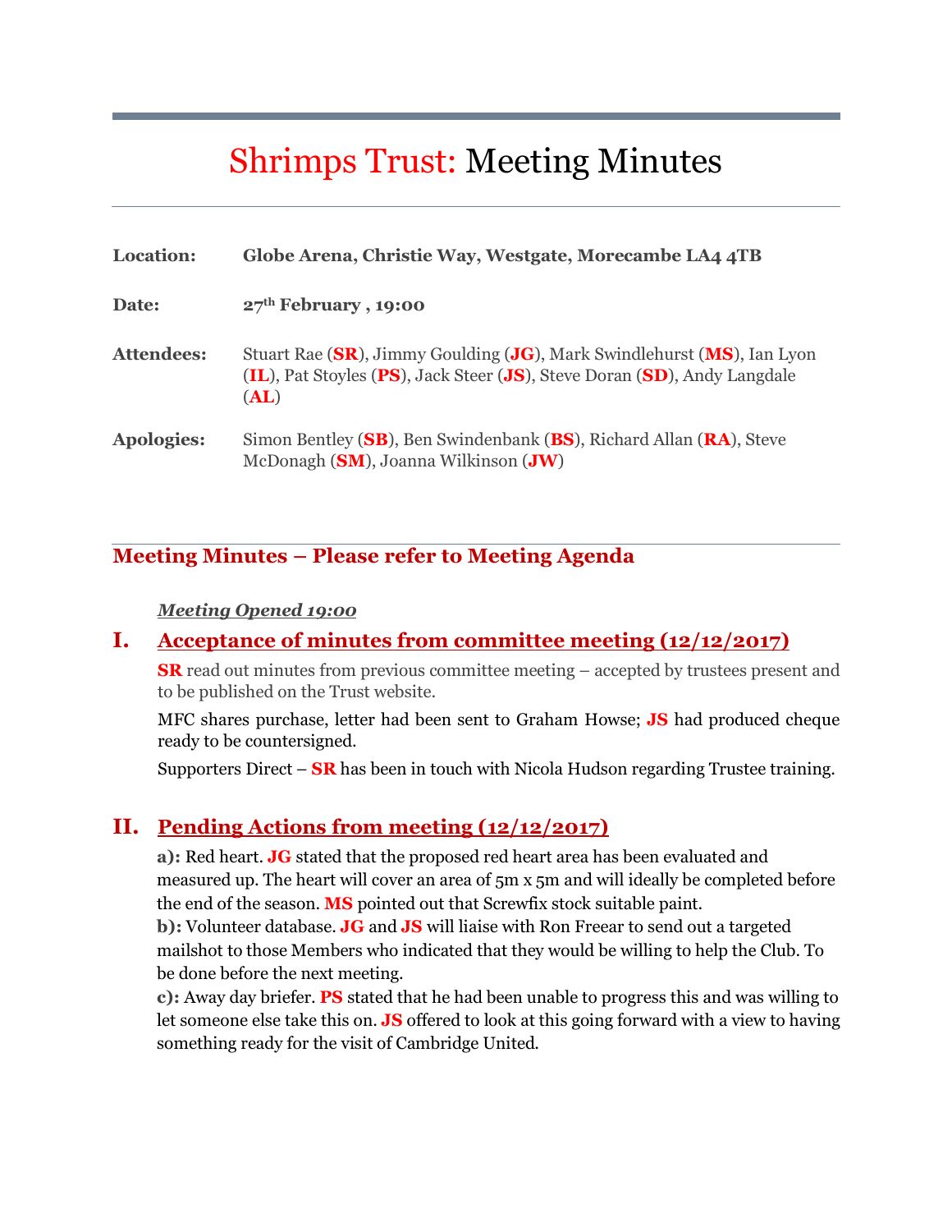# Shrimps Trust: Meeting Minutes

**Location:** **Globe Arena, Christie Way, Westgate, Morecambe LA4 4TB**

**Date:** **27th February , 19:00**

**Attendees:** Stuart Rae (**SR**), Jimmy Goulding (**JG**), Mark Swindlehurst (**MS**), Ian Lyon (**IL**), Pat Stoyles (**PS**), Jack Steer (**JS**), Steve Doran (**SD**), Andy Langdale (**AL**)

**Apologies:** Simon Bentley (**SB**), Ben Swindenbank (**BS**), Richard Allan (**RA**), Steve McDonagh (**SM**), Joanna Wilkinson (**JW**)

## Meeting Minutes – Please refer to Meeting Agenda

***Meeting Opened 19:00***

## I. Acceptance of minutes from committee meeting (12/12/2017)

**SR** read out minutes from previous committee meeting – accepted by trustees present and to be published on the Trust website.

MFC shares purchase, letter had been sent to Graham Howse; **JS** had produced cheque ready to be countersigned.

Supporters Direct – **SR** has been in touch with Nicola Hudson regarding Trustee training.

## II. Pending Actions from meeting (12/12/2017)

**a):** Red heart. **JG** stated that the proposed red heart area has been evaluated and measured up. The heart will cover an area of 5m x 5m and will ideally be completed before the end of the season. **MS** pointed out that Screwfix stock suitable paint.

**b):** Volunteer database. **JG** and **JS** will liaise with Ron Freear to send out a targeted mailshot to those Members who indicated that they would be willing to help the Club. To be done before the next meeting.

**c):** Away day briefer. **PS** stated that he had been unable to progress this and was willing to let someone else take this on. **JS** offered to look at this going forward with a view to having something ready for the visit of Cambridge United.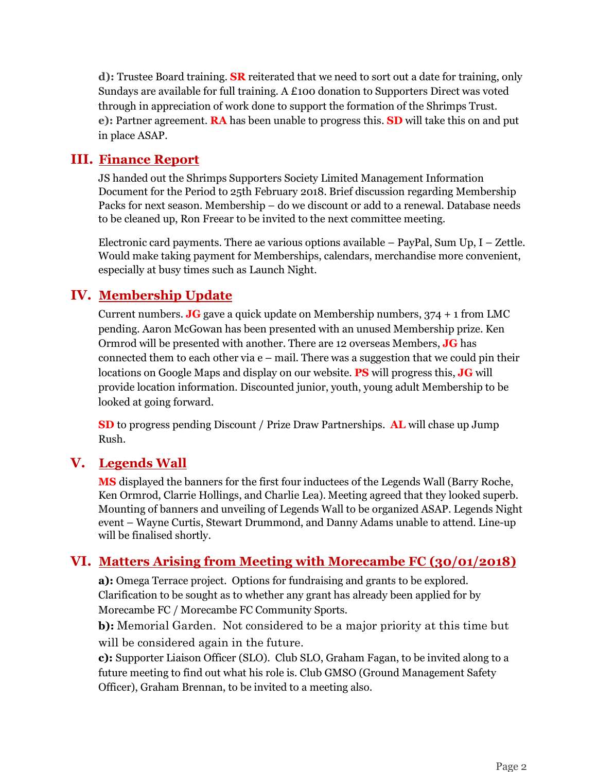**d):** Trustee Board training. **SR** reiterated that we need to sort out a date for training, only Sundays are available for full training. A £100 donation to Supporters Direct was voted through in appreciation of work done to support the formation of the Shrimps Trust.
**e):** Partner agreement. **RA** has been unable to progress this. **SD** will take this on and put in place ASAP.

## III. Finance Report

JS handed out the Shrimps Supporters Society Limited Management Information Document for the Period to 25th February 2018. Brief discussion regarding Membership Packs for next season. Membership – do we discount or add to a renewal. Database needs to be cleaned up, Ron Freear to be invited to the next committee meeting.

Electronic card payments. There ae various options available – PayPal, Sum Up, I – Zettle. Would make taking payment for Memberships, calendars, merchandise more convenient, especially at busy times such as Launch Night.

## IV. Membership Update

Current numbers. **JG** gave a quick update on Membership numbers, 374 + 1 from LMC pending. Aaron McGowan has been presented with an unused Membership prize. Ken Ormrod will be presented with another. There are 12 overseas Members, **JG** has connected them to each other via e – mail. There was a suggestion that we could pin their locations on Google Maps and display on our website. **PS** will progress this, **JG** will provide location information. Discounted junior, youth, young adult Membership to be looked at going forward.

**SD** to progress pending Discount / Prize Draw Partnerships. **AL** will chase up Jump Rush.

## V. Legends Wall

**MS** displayed the banners for the first four inductees of the Legends Wall (Barry Roche, Ken Ormrod, Clarrie Hollings, and Charlie Lea). Meeting agreed that they looked superb. Mounting of banners and unveiling of Legends Wall to be organized ASAP. Legends Night event – Wayne Curtis, Stewart Drummond, and Danny Adams unable to attend. Line-up will be finalised shortly.

## VI. Matters Arising from Meeting with Morecambe FC (30/01/2018)

**a):** Omega Terrace project. Options for fundraising and grants to be explored. Clarification to be sought as to whether any grant has already been applied for by Morecambe FC / Morecambe FC Community Sports.
**b):** Memorial Garden. Not considered to be a major priority at this time but will be considered again in the future.
**c):** Supporter Liaison Officer (SLO). Club SLO, Graham Fagan, to be invited along to a future meeting to find out what his role is. Club GMSO (Ground Management Safety Officer), Graham Brennan, to be invited to a meeting also.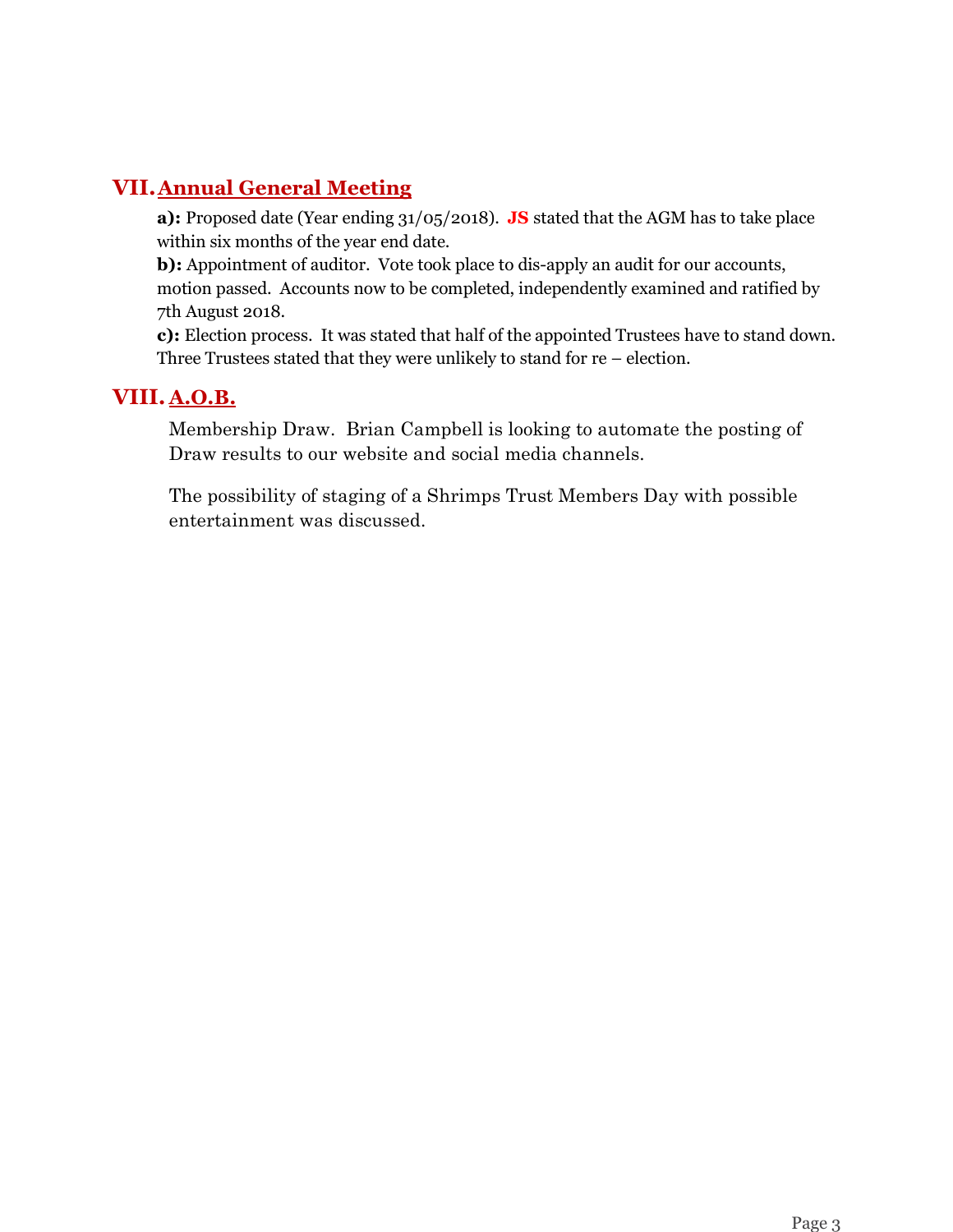## VII. Annual General Meeting

**a):** Proposed date (Year ending 31/05/2018). **JS** stated that the AGM has to take place within six months of the year end date.
**b):** Appointment of auditor. Vote took place to dis-apply an audit for our accounts, motion passed. Accounts now to be completed, independently examined and ratified by 7th August 2018.
**c):** Election process. It was stated that half of the appointed Trustees have to stand down. Three Trustees stated that they were unlikely to stand for re – election.

## VIII. A.O.B.

Membership Draw. Brian Campbell is looking to automate the posting of Draw results to our website and social media channels.

The possibility of staging of a Shrimps Trust Members Day with possible entertainment was discussed.